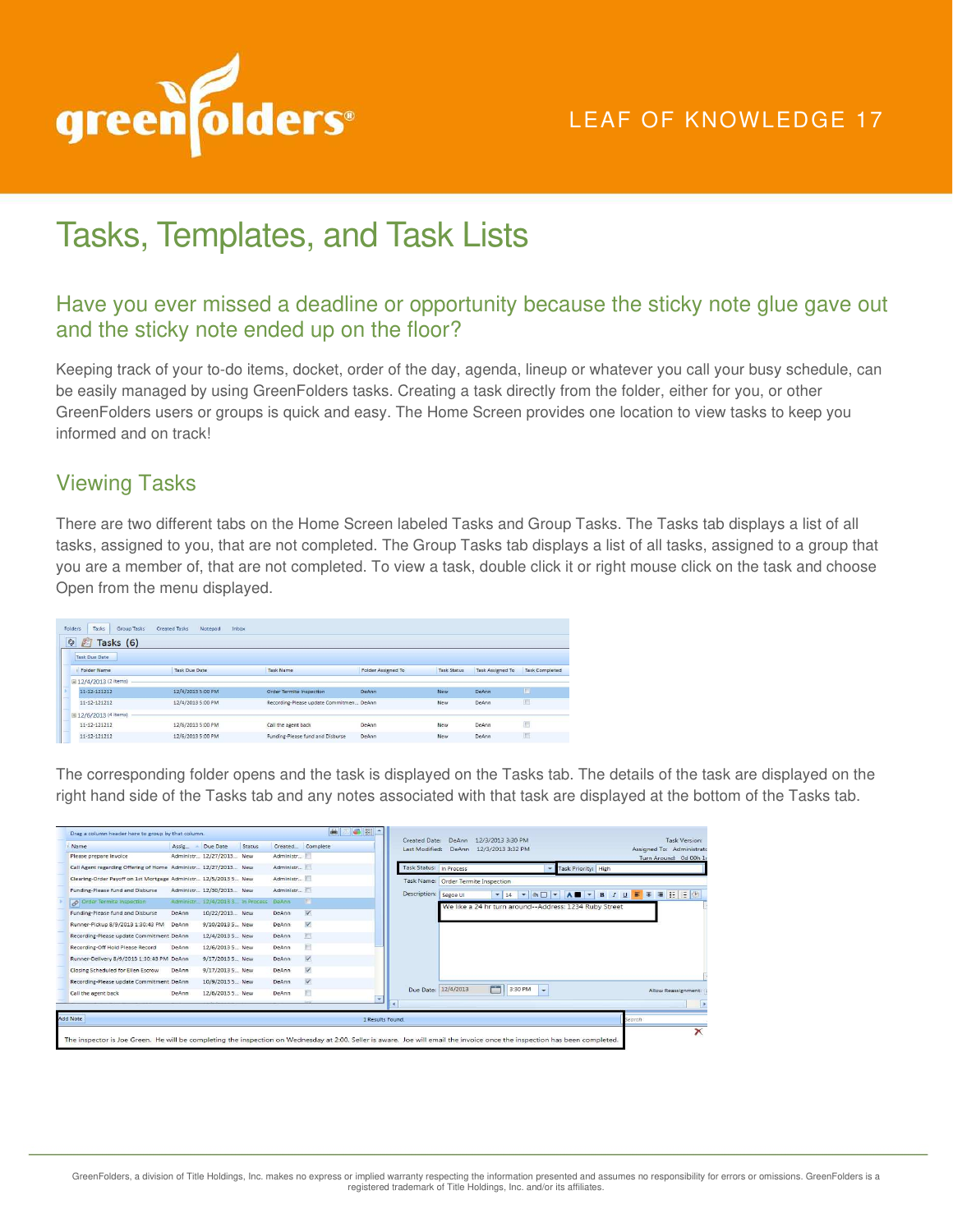LEAF OF KNOWLEDGE 17

# Tasks, Templates, and Task Lists

## Have you ever missed a deadline or opportunity because the sticky note glue gave out and the sticky note ended up on the floor?

Keeping track of your to-do items, docket, order of the day, agenda, lineup or whatever you call your busy schedule, can be easily managed by using GreenFolders tasks. Creating a task directly from the folder, either for you, or other GreenFolders users or groups is quick and easy. The Home Screen provides one location to view tasks to keep you informed and on track!

## Viewing Tasks

There are two different tabs on the Home Screen labeled Tasks and Group Tasks. The Tasks tab displays a list of all tasks, assigned to you, that are not completed. The Group Tasks tab displays a list of all tasks, assigned to a group that you are a member of, that are not completed. To view a task, double click it or right mouse click on the task and choose Open from the menu displayed.

The corresponding folder opens and the task is displayed on the Tasks tab. The details of the task are displayed on the right hand side of the Tasks tab and any notes associated with that task are displayed at the bottom of the Tasks tab.

GreenFolders, a division of Title Holdings, Inc. makes no express or implied warranty respecting the information presented and assumes no responsibility for errors or omissions. GreenFolders is a registered trademark of Title Holdings, Inc. and/or its affiliates.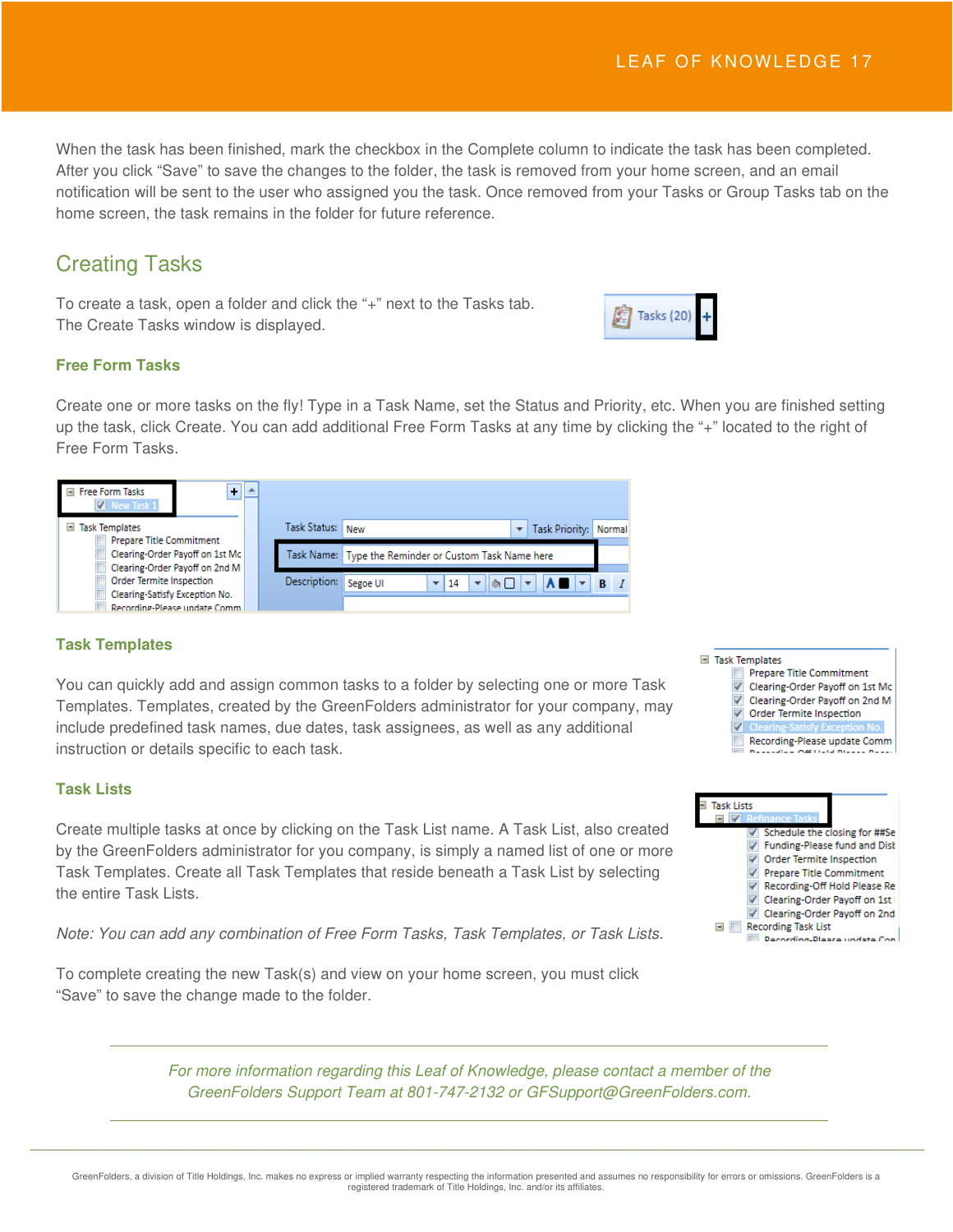When the task has been finished, mark the checkbox in the Complete column to indicate the task has been completed. After you click "Save" to save the changes to the folder, the task is removed from your home screen, and an email notification will be sent to the user who assigned you the task. Once removed from your Tasks or Group Tasks tab on the home screen, the task remains in the folder for future reference.

## Creating Tasks

To create a task, open a folder and click the "+" next to the Tasks tab. The Create Tasks window is displayed.

### Free Form Tasks

Create one or more tasks on the fly! Type in a Task Name, set the Status and Priority, etc. When you are finished setting up the task, click Create. You can add additional Free Form Tasks at any time by clicking the "+" located to the right of Free Form Tasks.

### Task Templates

You can quickly add and assign common tasks to a folder by selecting one or more Task Templates. Templates, created by the GreenFolders administrator for your company, may include predefined task names, due dates, task assignees, as well as any additional instruction or details specific to each task.

### Task Lists

Create multiple tasks at once by clicking on the Task List name. A Task List, also created by the GreenFolders administrator for you company, is simply a named list of one or more Task Templates. Create all Task Templates that reside beneath a Task List by selecting the entire Task Lists.

*Note: You can add any combination of Free Form Tasks, Task Templates, or Task Lists.*

To complete creating the new Task(s) and view on your home screen, you must click "Save" to save the change made to the folder.

*For more information regarding this Leaf of Knowledge, please contact a member of the GreenFolders Support Team at 801-747-2132 or GFSupport@GreenFolders.com.*

GreenFolders, a division of Title Holdings, Inc. makes no express or implied warranty respecting the information presented and assumes no responsibility for errors or omissions. GreenFolders is a registered trademark of Title Holdings, Inc. and/or its affiliates.